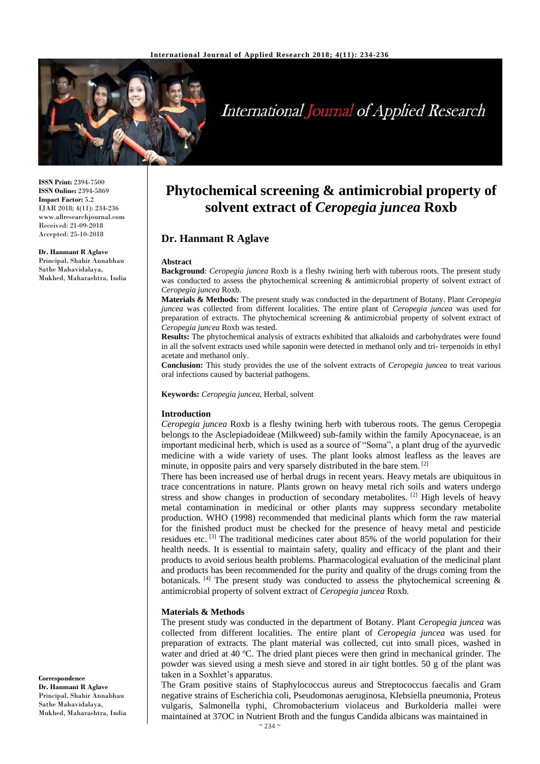**ISSN Print:** 2394-7500
**ISSN Online:** 2394-5869
**Impact Factor:** 5.2
IJAR 2018; 4(11): 234-236
www.allresearchjournal.com
Received: 21-09-2018
Accepted: 25-10-2018

**Dr. Hanmant R Aglave**
Principal, Shahir Annabhau Sathe Mahavidalaya, Mukhed, Maharashtra, India

**Correspondence**
**Dr. Hanmant R Aglave**
Principal, Shahir Annabhau Sathe Mahavidalaya, Mukhed, Maharashtra, India

# Phytochemical screening & antimicrobial property of solvent extract of *Ceropegia juncea* Roxb

## Dr. Hanmant R Aglave

### Abstract

**Background**: *Ceropegia juncea* Roxb is a fleshy twining herb with tuberous roots. The present study was conducted to assess the phytochemical screening & antimicrobial property of solvent extract of *Ceropegia juncea* Roxb.

**Materials & Methods:** The present study was conducted in the department of Botany. Plant *Ceropegia juncea* was collected from different localities. The entire plant of *Ceropegia juncea* was used for preparation of extracts. The phytochemical screening & antimicrobial property of solvent extract of *Ceropegia juncea* Roxb was tested.

**Results:** The phytochemical analysis of extracts exhibited that alkaloids and carbohydrates were found in all the solvent extracts used while saponin were detected in methanol only and tri- terpenoids in ethyl acetate and methanol only.

**Conclusion:** This study provides the use of the solvent extracts of *Ceropegia juncea* to treat various oral infections caused by bacterial pathogens.

**Keywords:** *Ceropegia juncea*, Herbal, solvent

### Introduction

*Ceropegia juncea* Roxb is a fleshy twining herb with tuberous roots. The genus Ceropegia belongs to the Asclepiadoideae (Milkweed) sub-family within the family Apocynaceae, is an important medicinal herb, which is used as a source of "Soma", a plant drug of the ayurvedic medicine with a wide variety of uses. The plant looks almost leafless as the leaves are minute, in opposite pairs and very sparsely distributed in the bare stem. [2]

There has been increased use of herbal drugs in recent years. Heavy metals are ubiquitous in trace concentrations in nature. Plants grown on heavy metal rich soils and waters undergo stress and show changes in production of secondary metabolites. [2] High levels of heavy metal contamination in medicinal or other plants may suppress secondary metabolite production. WHO (1998) recommended that medicinal plants which form the raw material for the finished product must be checked for the presence of heavy metal and pesticide residues etc. [3] The traditional medicines cater about 85% of the world population for their health needs. It is essential to maintain safety, quality and efficacy of the plant and their products to avoid serious health problems. Pharmacological evaluation of the medicinal plant and products has been recommended for the purity and quality of the drugs coming from the botanicals. [4] The present study was conducted to assess the phytochemical screening & antimicrobial property of solvent extract of *Ceropegia juncea* Roxb.

### Materials & Methods

The present study was conducted in the department of Botany. Plant *Ceropegia juncea* was collected from different localities. The entire plant of *Ceropegia juncea* was used for preparation of extracts. The plant material was collected, cut into small pices, washed in water and dried at 40 ºC. The dried plant pieces were then grind in mechanical grinder. The powder was sieved using a mesh sieve and stored in air tight bottles. 50 g of the plant was taken in a Soxhlet's apparatus.

The Gram positive stains of Staphylococcus aureus and Streptococcus faecalis and Gram negative strains of Escherichia coli, Pseudomonas aeruginosa, Klebsiella pneumonia, Proteus vulgaris, Salmonella typhi, Chromobacterium violaceus and Burkolderia mallei were maintained at 37OC in Nutrient Broth and the fungus Candida albicans was maintained in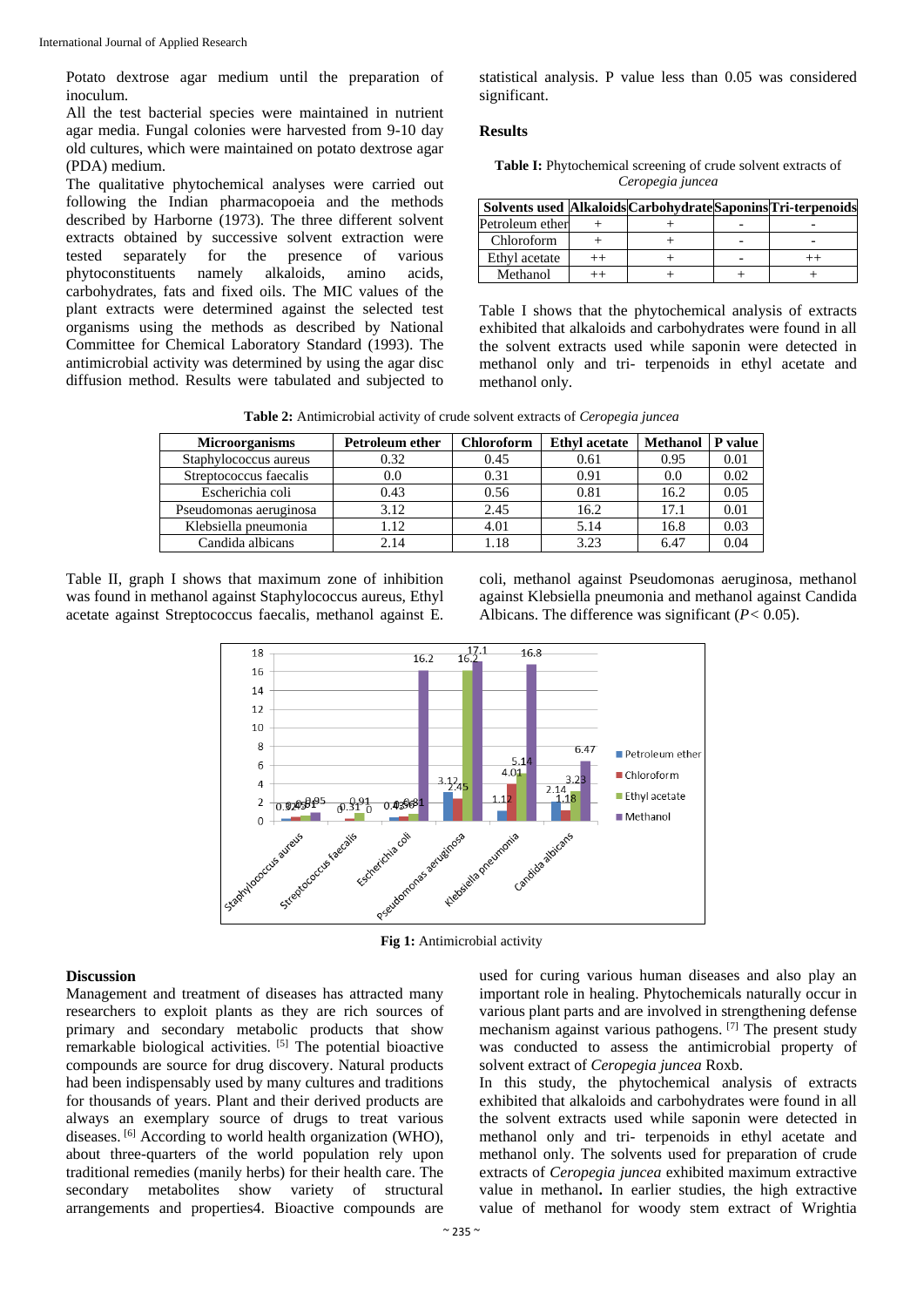Potato dextrose agar medium until the preparation of inoculum.

All the test bacterial species were maintained in nutrient agar media. Fungal colonies were harvested from 9-10 day old cultures, which were maintained on potato dextrose agar (PDA) medium.

The qualitative phytochemical analyses were carried out following the Indian pharmacopoeia and the methods described by Harborne (1973). The three different solvent extracts obtained by successive solvent extraction were tested separately for the presence of various phytoconstituents namely alkaloids, amino acids, carbohydrates, fats and fixed oils. The MIC values of the plant extracts were determined against the selected test organisms using the methods as described by National Committee for Chemical Laboratory Standard (1993). The antimicrobial activity was determined by using the agar disc diffusion method. Results were tabulated and subjected to statistical analysis. P value less than 0.05 was considered significant.

## Results

**Table I:** Phytochemical screening of crude solvent extracts of *Ceropegia juncea*

| Solvents used | Alkaloids | Carbohydrate | Saponins | Tri-terpenoids |
|---|---|---|---|---|
| Petroleum ether | + | + | - | - |
| Chloroform | + | + | - | - |
| Ethyl acetate | ++ | + | - | ++ |
| Methanol | ++ | + | + | + |

Table I shows that the phytochemical analysis of extracts exhibited that alkaloids and carbohydrates were found in all the solvent extracts used while saponin were detected in methanol only and tri- terpenoids in ethyl acetate and methanol only.

**Table 2:** Antimicrobial activity of crude solvent extracts of *Ceropegia juncea*

| Microorganisms | Petroleum ether | Chloroform | Ethyl acetate | Methanol | P value |
|---|---|---|---|---|---|
| Staphylococcus aureus | 0.32 | 0.45 | 0.61 | 0.95 | 0.01 |
| Streptococcus faecalis | 0.0 | 0.31 | 0.91 | 0.0 | 0.02 |
| Escherichia coli | 0.43 | 0.56 | 0.81 | 16.2 | 0.05 |
| Pseudomonas aeruginosa | 3.12 | 2.45 | 16.2 | 17.1 | 0.01 |
| Klebsiella pneumonia | 1.12 | 4.01 | 5.14 | 16.8 | 0.03 |
| Candida albicans | 2.14 | 1.18 | 3.23 | 6.47 | 0.04 |

Table II, graph I shows that maximum zone of inhibition was found in methanol against Staphylococcus aureus, Ethyl acetate against Streptococcus faecalis, methanol against E. coli, methanol against Pseudomonas aeruginosa, methanol against Klebsiella pneumonia and methanol against Candida Albicans. The difference was significant ($P < 0.05$).

**Fig 1:** Antimicrobial activity

## Discussion

Management and treatment of diseases has attracted many researchers to exploit plants as they are rich sources of primary and secondary metabolic products that show remarkable biological activities. [5] The potential bioactive compounds are source for drug discovery. Natural products had been indispensably used by many cultures and traditions for thousands of years. Plant and their derived products are always an exemplary source of drugs to treat various diseases. [6] According to world health organization (WHO), about three-quarters of the world population rely upon traditional remedies (manily herbs) for their health care. The secondary metabolites show variety of structural arrangements and properties4. Bioactive compounds are used for curing various human diseases and also play an important role in healing. Phytochemicals naturally occur in various plant parts and are involved in strengthening defense mechanism against various pathogens. [7] The present study was conducted to assess the antimicrobial property of solvent extract of *Ceropegia juncea* Roxb.

In this study, the phytochemical analysis of extracts exhibited that alkaloids and carbohydrates were found in all the solvent extracts used while saponin were detected in methanol only and tri- terpenoids in ethyl acetate and methanol only. The solvents used for preparation of crude extracts of *Ceropegia juncea* exhibited maximum extractive value in methanol**.** In earlier studies, the high extractive value of methanol for woody stem extract of Wrightia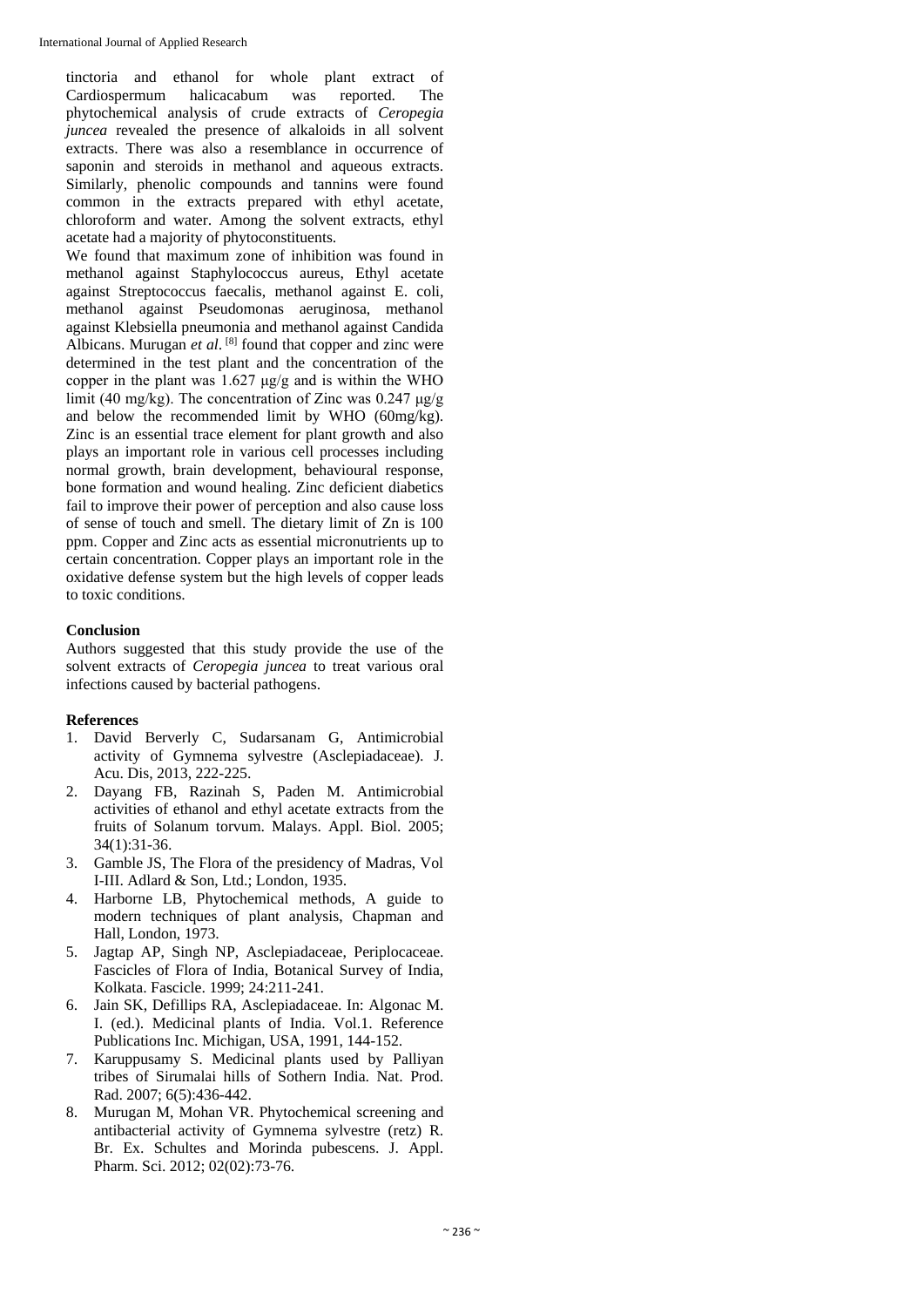tinctoria and ethanol for whole plant extract of Cardiospermum halicacabum was reported. The phytochemical analysis of crude extracts of *Ceropegia juncea* revealed the presence of alkaloids in all solvent extracts. There was also a resemblance in occurrence of saponin and steroids in methanol and aqueous extracts. Similarly, phenolic compounds and tannins were found common in the extracts prepared with ethyl acetate, chloroform and water. Among the solvent extracts, ethyl acetate had a majority of phytoconstituents.

We found that maximum zone of inhibition was found in methanol against Staphylococcus aureus, Ethyl acetate against Streptococcus faecalis, methanol against E. coli, methanol against Pseudomonas aeruginosa, methanol against Klebsiella pneumonia and methanol against Candida Albicans. Murugan *et al*. [8] found that copper and zinc were determined in the test plant and the concentration of the copper in the plant was 1.627 µg/g and is within the WHO limit (40 mg/kg). The concentration of Zinc was 0.247 µg/g and below the recommended limit by WHO (60mg/kg). Zinc is an essential trace element for plant growth and also plays an important role in various cell processes including normal growth, brain development, behavioural response, bone formation and wound healing. Zinc deficient diabetics fail to improve their power of perception and also cause loss of sense of touch and smell. The dietary limit of Zn is 100 ppm. Copper and Zinc acts as essential micronutrients up to certain concentration. Copper plays an important role in the oxidative defense system but the high levels of copper leads to toxic conditions.

## Conclusion

Authors suggested that this study provide the use of the solvent extracts of *Ceropegia juncea* to treat various oral infections caused by bacterial pathogens.

## References

1. David Berverly C, Sudarsanam G, Antimicrobial activity of Gymnema sylvestre (Asclepiadaceae). J. Acu. Dis, 2013, 222-225.
2. Dayang FB, Razinah S, Paden M. Antimicrobial activities of ethanol and ethyl acetate extracts from the fruits of Solanum torvum. Malays. Appl. Biol. 2005; 34(1):31-36.
3. Gamble JS, The Flora of the presidency of Madras, Vol I-III. Adlard & Son, Ltd.; London, 1935.
4. Harborne LB, Phytochemical methods, A guide to modern techniques of plant analysis, Chapman and Hall, London, 1973.
5. Jagtap AP, Singh NP, Asclepiadaceae, Periplocaceae. Fascicles of Flora of India, Botanical Survey of India, Kolkata. Fascicle. 1999; 24:211-241.
6. Jain SK, Defillips RA, Asclepiadaceae. In: Algonac M. I. (ed.). Medicinal plants of India. Vol.1. Reference Publications Inc. Michigan, USA, 1991, 144-152.
7. Karuppusamy S. Medicinal plants used by Palliyan tribes of Sirumalai hills of Sothern India. Nat. Prod. Rad. 2007; 6(5):436-442.
8. Murugan M, Mohan VR. Phytochemical screening and antibacterial activity of Gymnema sylvestre (retz) R. Br. Ex. Schultes and Morinda pubescens. J. Appl. Pharm. Sci. 2012; 02(02):73-76.